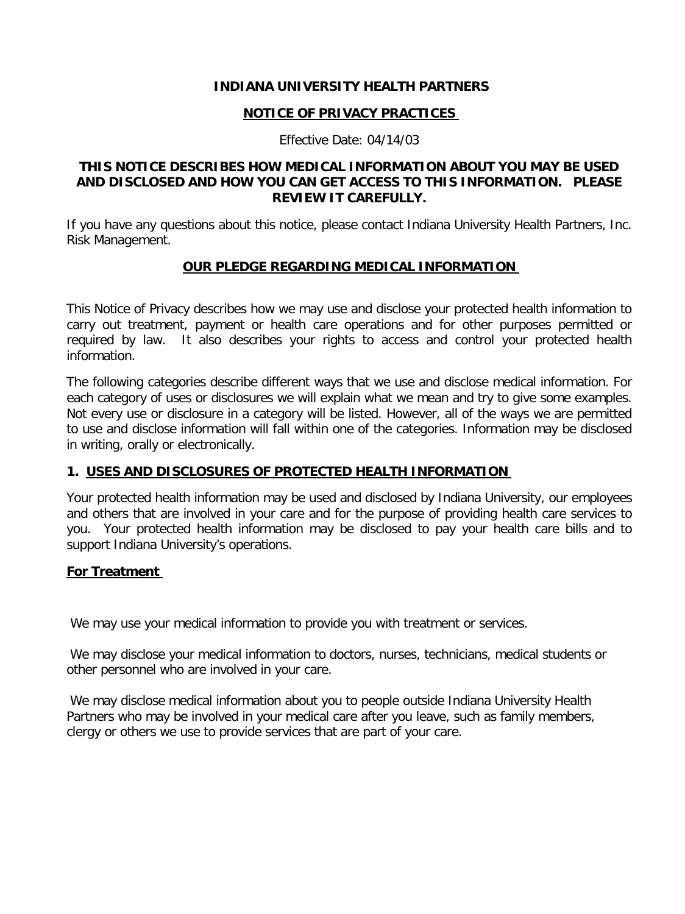# INDIANA UNIVERSITY HEALTH PARTNERS

## NOTICE OF PRIVACY PRACTICES

Effective Date: 04/14/03

**THIS NOTICE DESCRIBES HOW MEDICAL INFORMATION ABOUT YOU MAY BE USED AND DISCLOSED AND HOW YOU CAN GET ACCESS TO THIS INFORMATION. PLEASE REVIEW IT CAREFULLY.**

If you have any questions about this notice, please contact Indiana University Health Partners, Inc. Risk Management.

## OUR PLEDGE REGARDING MEDICAL INFORMATION

This Notice of Privacy describes how we may use and disclose your protected health information to carry out treatment, payment or health care operations and for other purposes permitted or required by law. It also describes your rights to access and control your protected health information.

The following categories describe different ways that we use and disclose medical information. For each category of uses or disclosures we will explain what we mean and try to give some examples. Not every use or disclosure in a category will be listed. However, all of the ways we are permitted to use and disclose information will fall within one of the categories. Information may be disclosed in writing, orally or electronically.

## 1. USES AND DISCLOSURES OF PROTECTED HEALTH INFORMATION

Your protected health information may be used and disclosed by Indiana University, our employees and others that are involved in your care and for the purpose of providing health care services to you. Your protected health information may be disclosed to pay your health care bills and to support Indiana University's operations.

### For Treatment

We may use your medical information to provide you with treatment or services.

We may disclose your medical information to doctors, nurses, technicians, medical students or other personnel who are involved in your care.

We may disclose medical information about you to people outside Indiana University Health Partners who may be involved in your medical care after you leave, such as family members, clergy or others we use to provide services that are part of your care.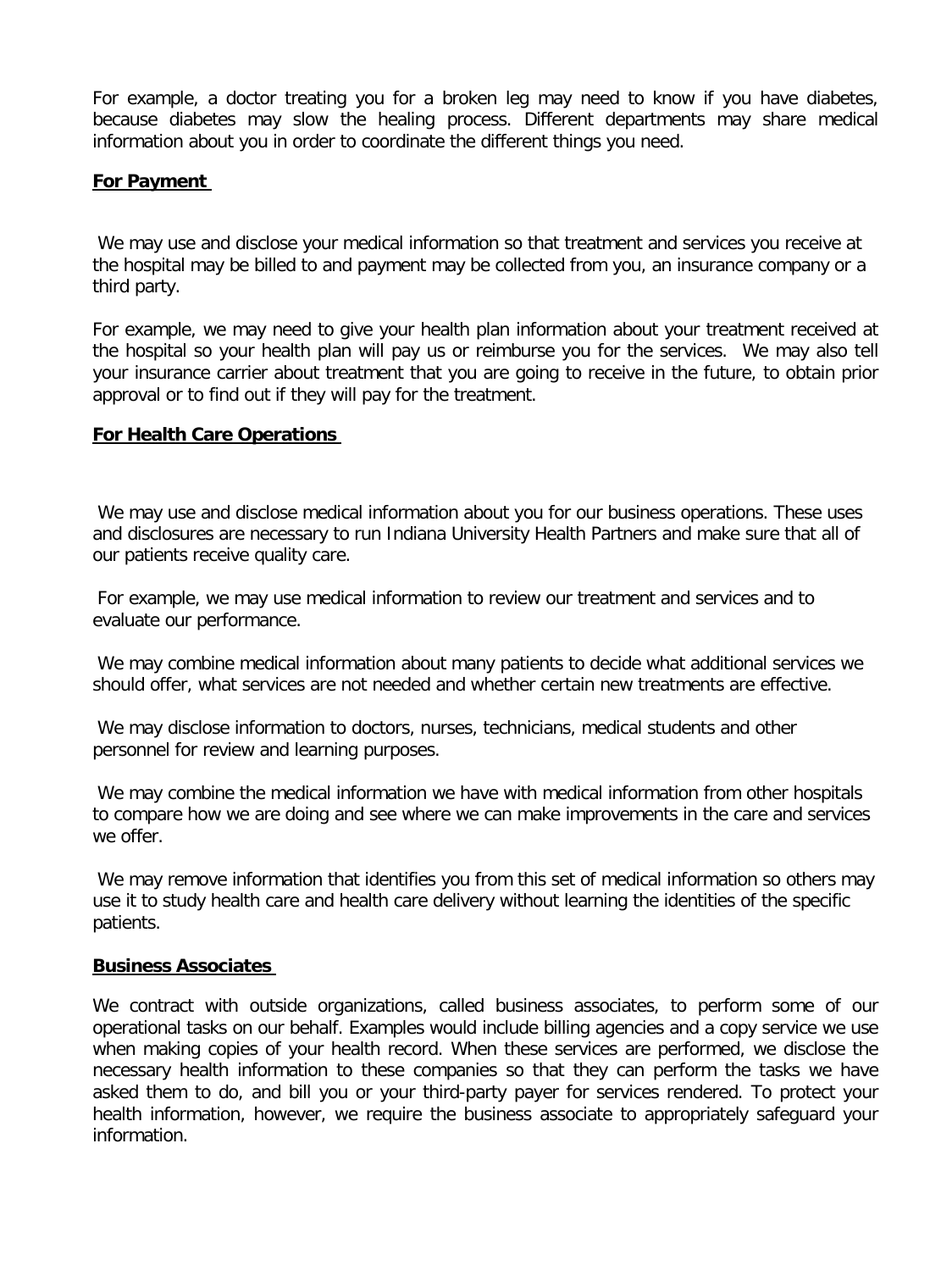For example, a doctor treating you for a broken leg may need to know if you have diabetes, because diabetes may slow the healing process. Different departments may share medical information about you in order to coordinate the different things you need.

**For Payment**

We may use and disclose your medical information so that treatment and services you receive at the hospital may be billed to and payment may be collected from you, an insurance company or a third party.

For example, we may need to give your health plan information about your treatment received at the hospital so your health plan will pay us or reimburse you for the services. We may also tell your insurance carrier about treatment that you are going to receive in the future, to obtain prior approval or to find out if they will pay for the treatment.

**For Health Care Operations**

We may use and disclose medical information about you for our business operations. These uses and disclosures are necessary to run Indiana University Health Partners and make sure that all of our patients receive quality care.

For example, we may use medical information to review our treatment and services and to evaluate our performance.

We may combine medical information about many patients to decide what additional services we should offer, what services are not needed and whether certain new treatments are effective.

We may disclose information to doctors, nurses, technicians, medical students and other personnel for review and learning purposes.

We may combine the medical information we have with medical information from other hospitals to compare how we are doing and see where we can make improvements in the care and services we offer.

We may remove information that identifies you from this set of medical information so others may use it to study health care and health care delivery without learning the identities of the specific patients.

**Business Associates**

We contract with outside organizations, called business associates, to perform some of our operational tasks on our behalf. Examples would include billing agencies and a copy service we use when making copies of your health record. When these services are performed, we disclose the necessary health information to these companies so that they can perform the tasks we have asked them to do, and bill you or your third-party payer for services rendered. To protect your health information, however, we require the business associate to appropriately safeguard your information.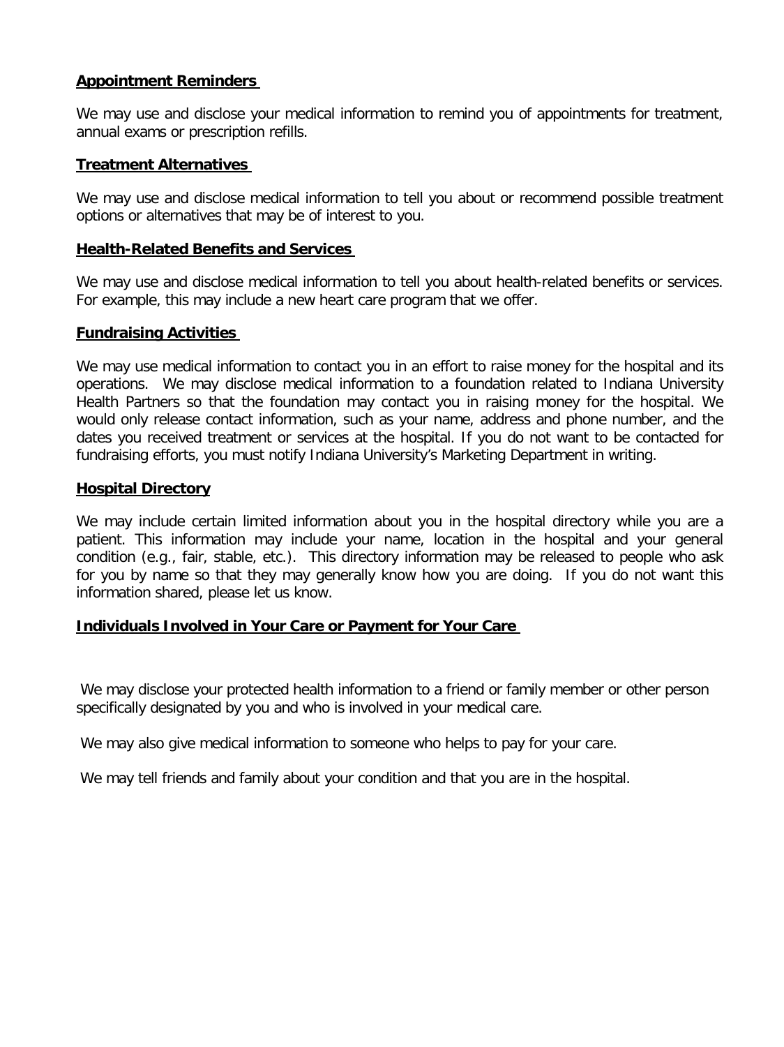**Appointment Reminders**

We may use and disclose your medical information to remind you of appointments for treatment, annual exams or prescription refills.

**Treatment Alternatives**

We may use and disclose medical information to tell you about or recommend possible treatment options or alternatives that may be of interest to you.

**Health-Related Benefits and Services**

We may use and disclose medical information to tell you about health-related benefits or services. For example, this may include a new heart care program that we offer.

**Fundraising Activities**

We may use medical information to contact you in an effort to raise money for the hospital and its operations. We may disclose medical information to a foundation related to Indiana University Health Partners so that the foundation may contact you in raising money for the hospital. We would only release contact information, such as your name, address and phone number, and the dates you received treatment or services at the hospital. If you do not want to be contacted for fundraising efforts, you must notify Indiana University's Marketing Department in writing.

**Hospital Directory**

We may include certain limited information about you in the hospital directory while you are a patient. This information may include your name, location in the hospital and your general condition (e.g., fair, stable, etc.). This directory information may be released to people who ask for you by name so that they may generally know how you are doing. If you do not want this information shared, please let us know.

**Individuals Involved in Your Care or Payment for Your Care**

We may disclose your protected health information to a friend or family member or other person specifically designated by you and who is involved in your medical care.

We may also give medical information to someone who helps to pay for your care.

We may tell friends and family about your condition and that you are in the hospital.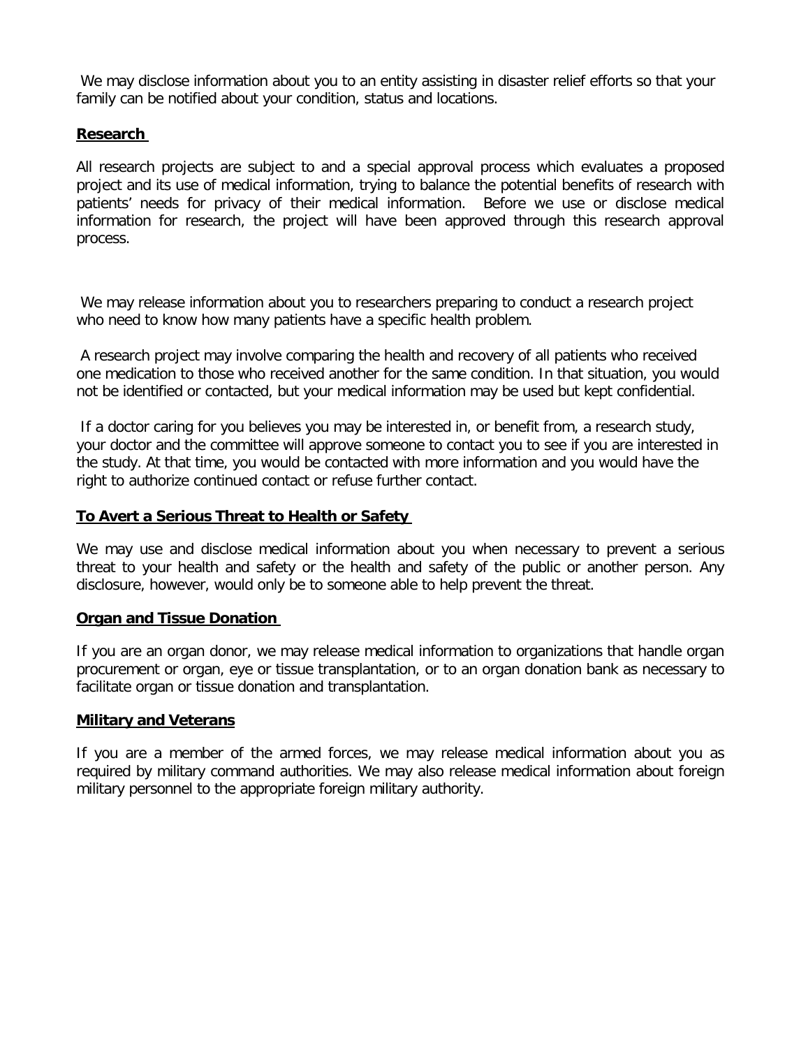We may disclose information about you to an entity assisting in disaster relief efforts so that your family can be notified about your condition, status and locations.

**Research**

All research projects are subject to and a special approval process which evaluates a proposed project and its use of medical information, trying to balance the potential benefits of research with patients' needs for privacy of their medical information. Before we use or disclose medical information for research, the project will have been approved through this research approval process.

We may release information about you to researchers preparing to conduct a research project who need to know how many patients have a specific health problem.

A research project may involve comparing the health and recovery of all patients who received one medication to those who received another for the same condition. In that situation, you would not be identified or contacted, but your medical information may be used but kept confidential.

If a doctor caring for you believes you may be interested in, or benefit from, a research study, your doctor and the committee will approve someone to contact you to see if you are interested in the study. At that time, you would be contacted with more information and you would have the right to authorize continued contact or refuse further contact.

**To Avert a Serious Threat to Health or Safety**

We may use and disclose medical information about you when necessary to prevent a serious threat to your health and safety or the health and safety of the public or another person. Any disclosure, however, would only be to someone able to help prevent the threat.

**Organ and Tissue Donation**

If you are an organ donor, we may release medical information to organizations that handle organ procurement or organ, eye or tissue transplantation, or to an organ donation bank as necessary to facilitate organ or tissue donation and transplantation.

**Military and Veterans**

If you are a member of the armed forces, we may release medical information about you as required by military command authorities. We may also release medical information about foreign military personnel to the appropriate foreign military authority.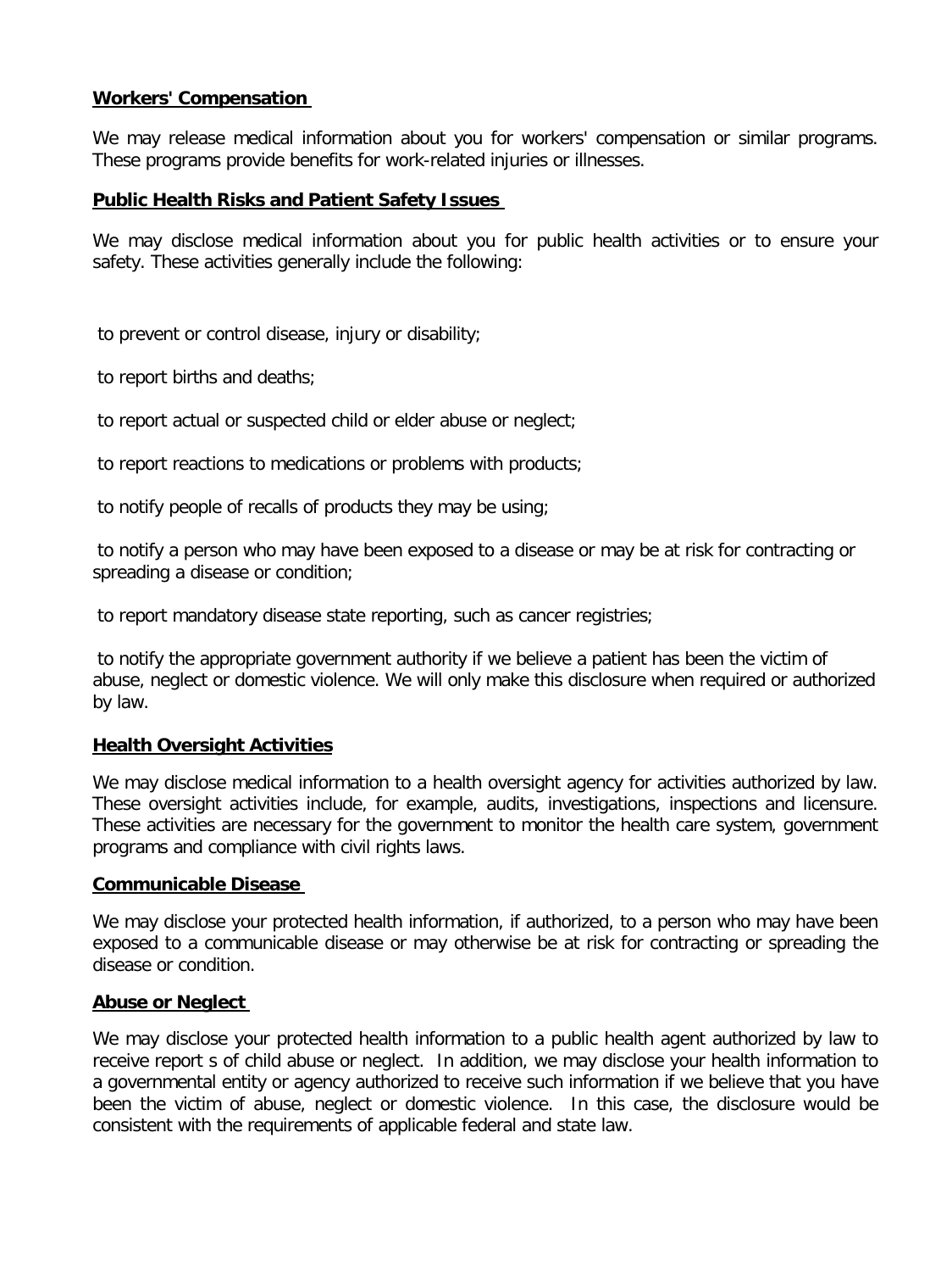**Workers' Compensation**

We may release medical information about you for workers' compensation or similar programs. These programs provide benefits for work-related injuries or illnesses.

**Public Health Risks and Patient Safety Issues**

We may disclose medical information about you for public health activities or to ensure your safety. These activities generally include the following:

to prevent or control disease, injury or disability;

to report births and deaths;

to report actual or suspected child or elder abuse or neglect;

to report reactions to medications or problems with products;

to notify people of recalls of products they may be using;

to notify a person who may have been exposed to a disease or may be at risk for contracting or spreading a disease or condition;

to report mandatory disease state reporting, such as cancer registries;

to notify the appropriate government authority if we believe a patient has been the victim of abuse, neglect or domestic violence. We will only make this disclosure when required or authorized by law.

**Health Oversight Activities**

We may disclose medical information to a health oversight agency for activities authorized by law. These oversight activities include, for example, audits, investigations, inspections and licensure. These activities are necessary for the government to monitor the health care system, government programs and compliance with civil rights laws.

**Communicable Disease**

We may disclose your protected health information, if authorized, to a person who may have been exposed to a communicable disease or may otherwise be at risk for contracting or spreading the disease or condition.

**Abuse or Neglect**

We may disclose your protected health information to a public health agent authorized by law to receive report s of child abuse or neglect. In addition, we may disclose your health information to a governmental entity or agency authorized to receive such information if we believe that you have been the victim of abuse, neglect or domestic violence. In this case, the disclosure would be consistent with the requirements of applicable federal and state law.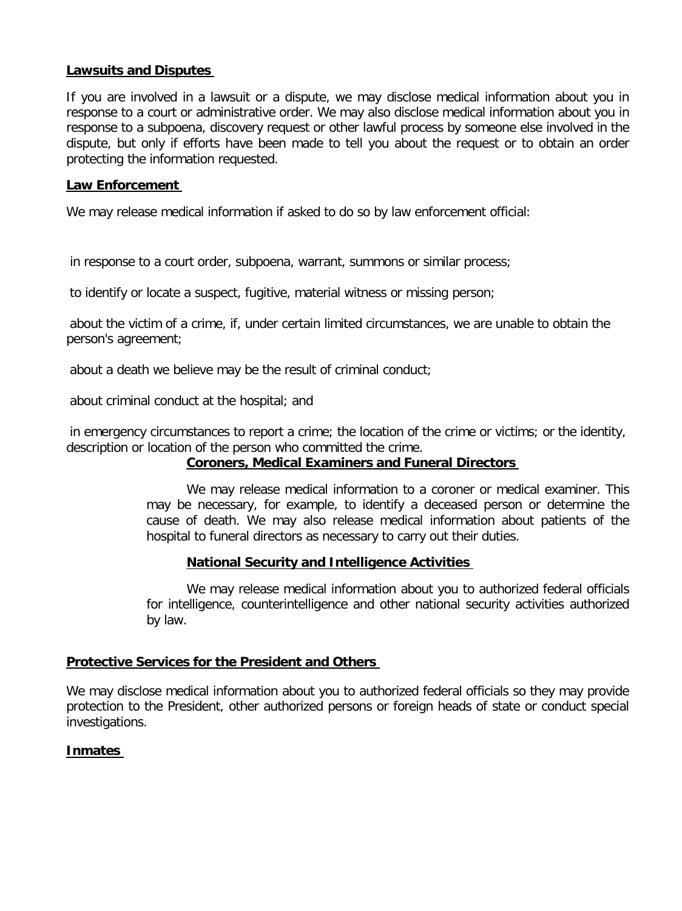**Lawsuits and Disputes**

If you are involved in a lawsuit or a dispute, we may disclose medical information about you in response to a court or administrative order. We may also disclose medical information about you in response to a subpoena, discovery request or other lawful process by someone else involved in the dispute, but only if efforts have been made to tell you about the request or to obtain an order protecting the information requested.

**Law Enforcement**

We may release medical information if asked to do so by law enforcement official:

in response to a court order, subpoena, warrant, summons or similar process;

to identify or locate a suspect, fugitive, material witness or missing person;

about the victim of a crime, if, under certain limited circumstances, we are unable to obtain the person's agreement;

about a death we believe may be the result of criminal conduct;

about criminal conduct at the hospital; and

in emergency circumstances to report a crime; the location of the crime or victims; or the identity, description or location of the person who committed the crime.

**Coroners, Medical Examiners and Funeral Directors**

We may release medical information to a coroner or medical examiner. This may be necessary, for example, to identify a deceased person or determine the cause of death. We may also release medical information about patients of the hospital to funeral directors as necessary to carry out their duties.

**National Security and Intelligence Activities**

We may release medical information about you to authorized federal officials for intelligence, counterintelligence and other national security activities authorized by law.

**Protective Services for the President and Others**

We may disclose medical information about you to authorized federal officials so they may provide protection to the President, other authorized persons or foreign heads of state or conduct special investigations.

**Inmates**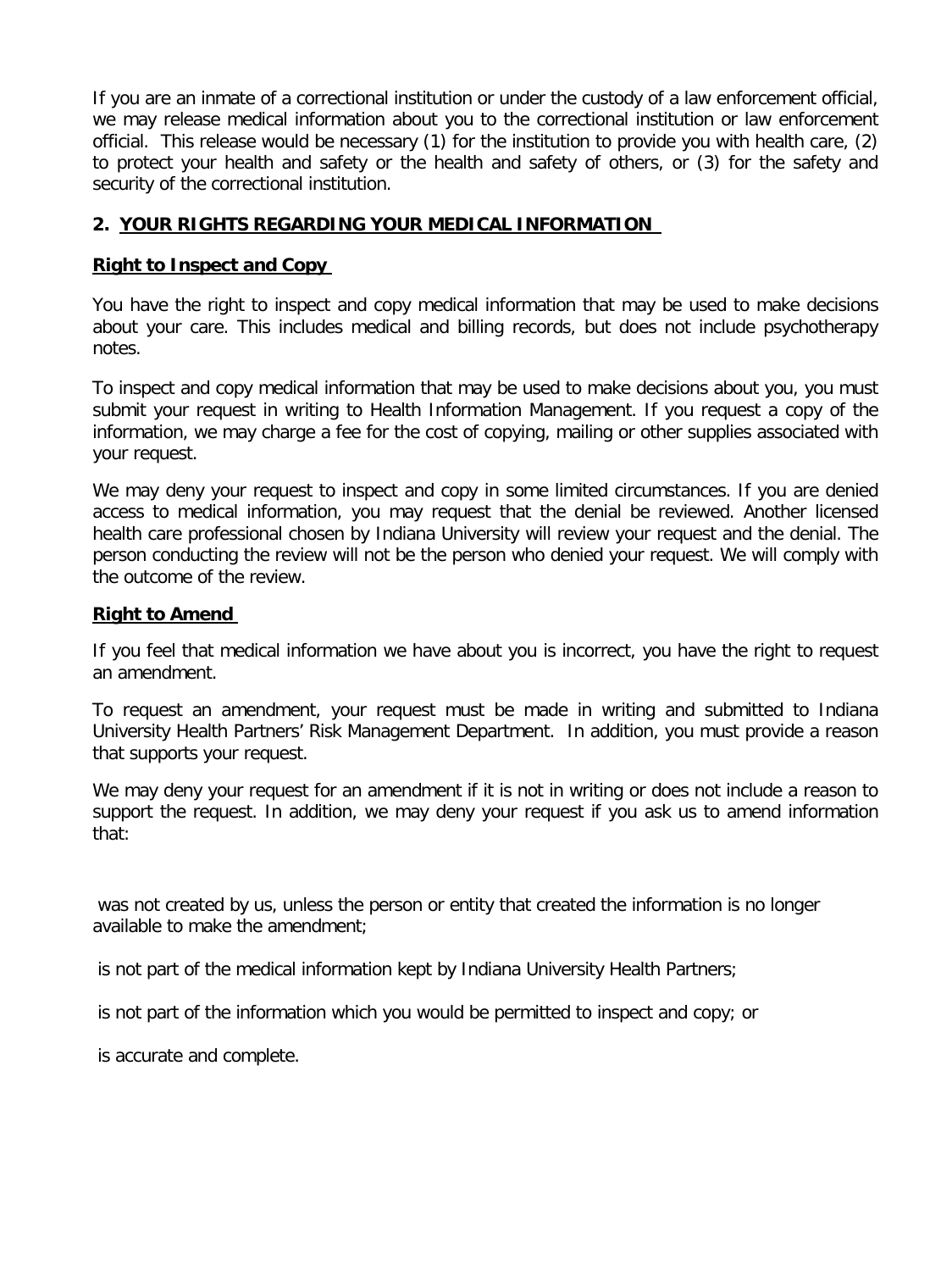If you are an inmate of a correctional institution or under the custody of a law enforcement official, we may release medical information about you to the correctional institution or law enforcement official. This release would be necessary (1) for the institution to provide you with health care, (2) to protect your health and safety or the health and safety of others, or (3) for the safety and security of the correctional institution.

## 2. YOUR RIGHTS REGARDING YOUR MEDICAL INFORMATION

### Right to Inspect and Copy

You have the right to inspect and copy medical information that may be used to make decisions about your care. This includes medical and billing records, but does not include psychotherapy notes.

To inspect and copy medical information that may be used to make decisions about you, you must submit your request in writing to Health Information Management. If you request a copy of the information, we may charge a fee for the cost of copying, mailing or other supplies associated with your request.

We may deny your request to inspect and copy in some limited circumstances. If you are denied access to medical information, you may request that the denial be reviewed. Another licensed health care professional chosen by Indiana University will review your request and the denial. The person conducting the review will not be the person who denied your request. We will comply with the outcome of the review.

### Right to Amend

If you feel that medical information we have about you is incorrect, you have the right to request an amendment.

To request an amendment, your request must be made in writing and submitted to Indiana University Health Partners' Risk Management Department. In addition, you must provide a reason that supports your request.

We may deny your request for an amendment if it is not in writing or does not include a reason to support the request. In addition, we may deny your request if you ask us to amend information that:

- was not created by us, unless the person or entity that created the information is no longer available to make the amendment;
- is not part of the medical information kept by Indiana University Health Partners;
- is not part of the information which you would be permitted to inspect and copy; or
- is accurate and complete.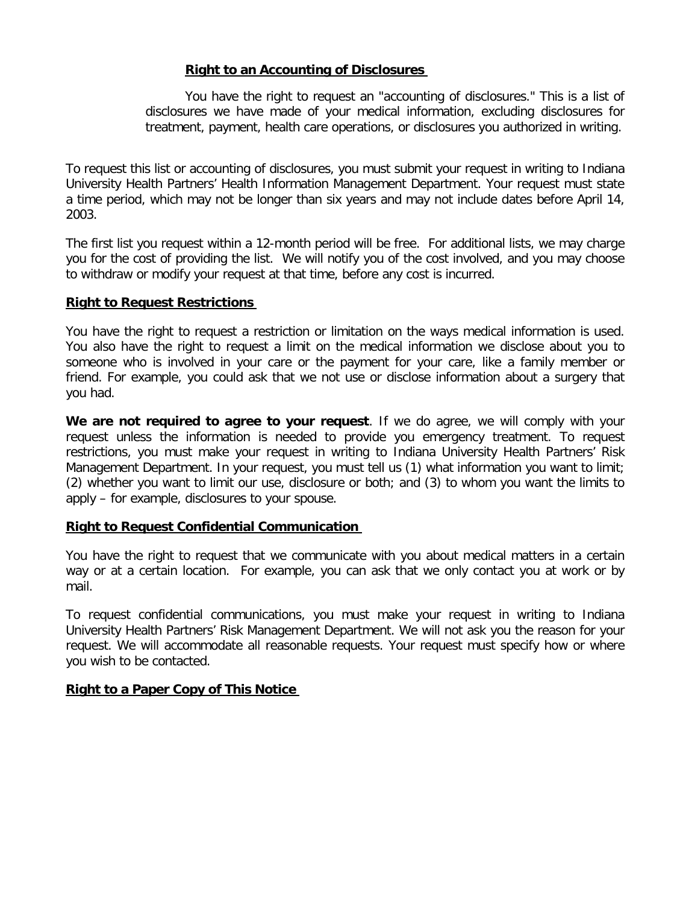**Right to an Accounting of Disclosures**

You have the right to request an "accounting of disclosures." This is a list of disclosures we have made of your medical information, excluding disclosures for treatment, payment, health care operations, or disclosures you authorized in writing.

To request this list or accounting of disclosures, you must submit your request in writing to Indiana University Health Partners' Health Information Management Department. Your request must state a time period, which may not be longer than six years and may not include dates before April 14, 2003.

The first list you request within a 12-month period will be free. For additional lists, we may charge you for the cost of providing the list. We will notify you of the cost involved, and you may choose to withdraw or modify your request at that time, before any cost is incurred.

**Right to Request Restrictions**

You have the right to request a restriction or limitation on the ways medical information is used. You also have the right to request a limit on the medical information we disclose about you to someone who is involved in your care or the payment for your care, like a family member or friend. For example, you could ask that we not use or disclose information about a surgery that you had.

**We are not required to agree to your request**. If we do agree, we will comply with your request unless the information is needed to provide you emergency treatment. To request restrictions, you must make your request in writing to Indiana University Health Partners' Risk Management Department. In your request, you must tell us (1) what information you want to limit; (2) whether you want to limit our use, disclosure or both; and (3) to whom you want the limits to apply – for example, disclosures to your spouse.

**Right to Request Confidential Communication**

You have the right to request that we communicate with you about medical matters in a certain way or at a certain location. For example, you can ask that we only contact you at work or by mail.

To request confidential communications, you must make your request in writing to Indiana University Health Partners' Risk Management Department. We will not ask you the reason for your request. We will accommodate all reasonable requests. Your request must specify how or where you wish to be contacted.

**Right to a Paper Copy of This Notice**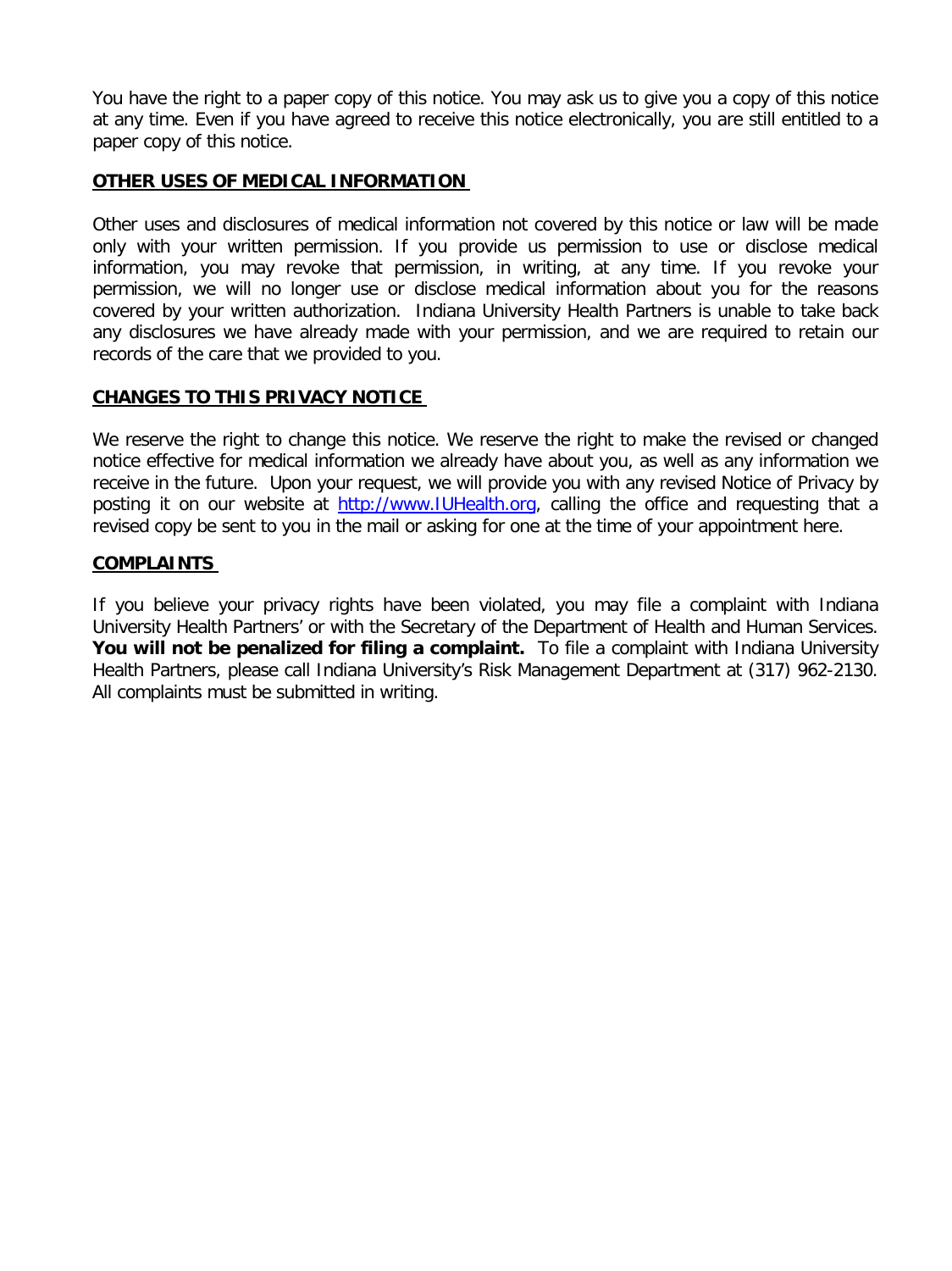You have the right to a paper copy of this notice. You may ask us to give you a copy of this notice at any time. Even if you have agreed to receive this notice electronically, you are still entitled to a paper copy of this notice.

## OTHER USES OF MEDICAL INFORMATION

Other uses and disclosures of medical information not covered by this notice or law will be made only with your written permission. If you provide us permission to use or disclose medical information, you may revoke that permission, in writing, at any time. If you revoke your permission, we will no longer use or disclose medical information about you for the reasons covered by your written authorization. Indiana University Health Partners is unable to take back any disclosures we have already made with your permission, and we are required to retain our records of the care that we provided to you.

## CHANGES TO THIS PRIVACY NOTICE

We reserve the right to change this notice. We reserve the right to make the revised or changed notice effective for medical information we already have about you, as well as any information we receive in the future. Upon your request, we will provide you with any revised Notice of Privacy by posting it on our website at http://www.IUHealth.org, calling the office and requesting that a revised copy be sent to you in the mail or asking for one at the time of your appointment here.

## COMPLAINTS

If you believe your privacy rights have been violated, you may file a complaint with Indiana University Health Partners' or with the Secretary of the Department of Health and Human Services. **You will not be penalized for filing a complaint.** To file a complaint with Indiana University Health Partners, please call Indiana University's Risk Management Department at (317) 962-2130. All complaints must be submitted in writing.